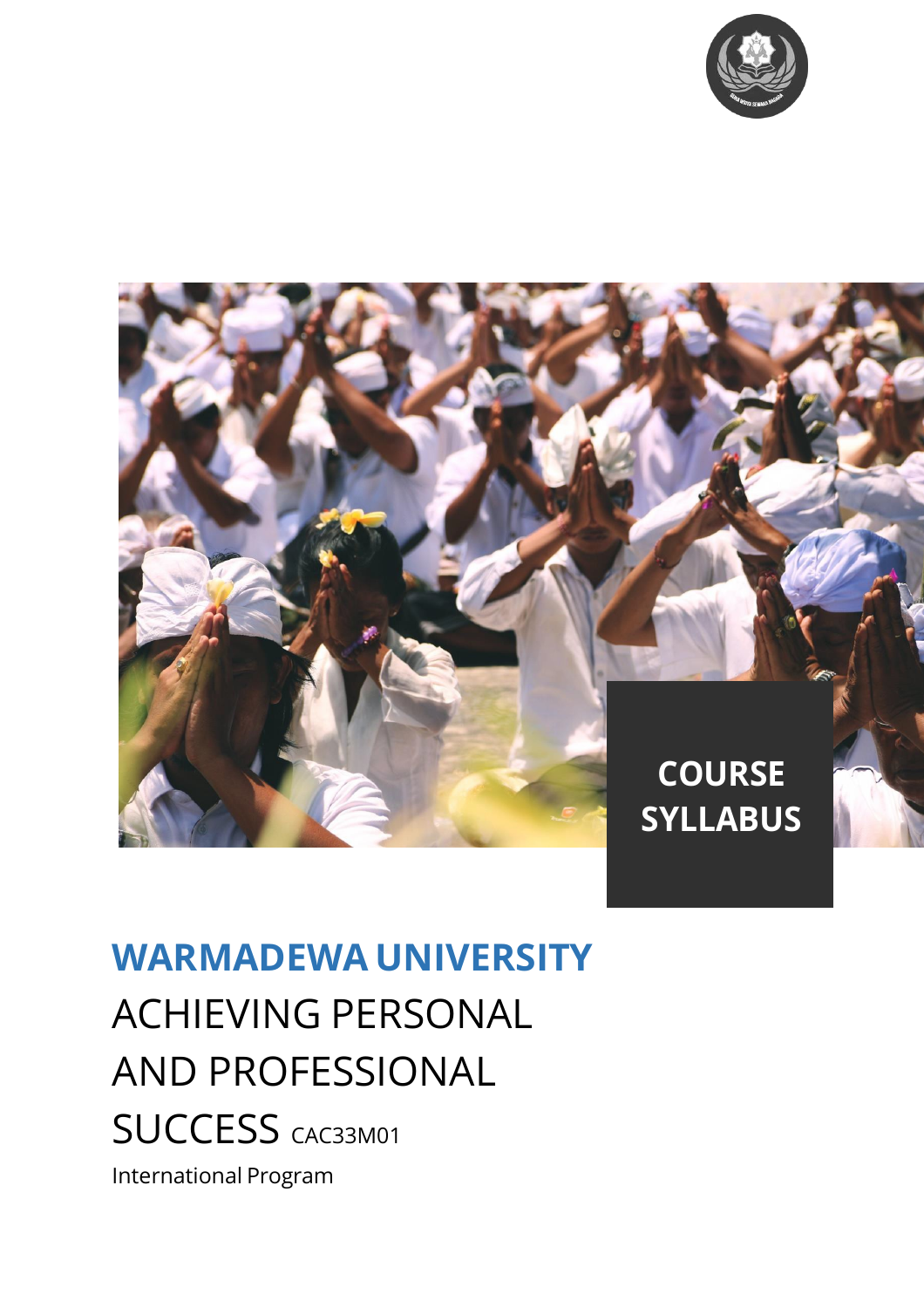**COURSE SYLLABUS**

# WARMADEWA UNIVERSITY

## ACHIEVING PERSONAL AND PROFESSIONAL SUCCESS CAC33M01

International Program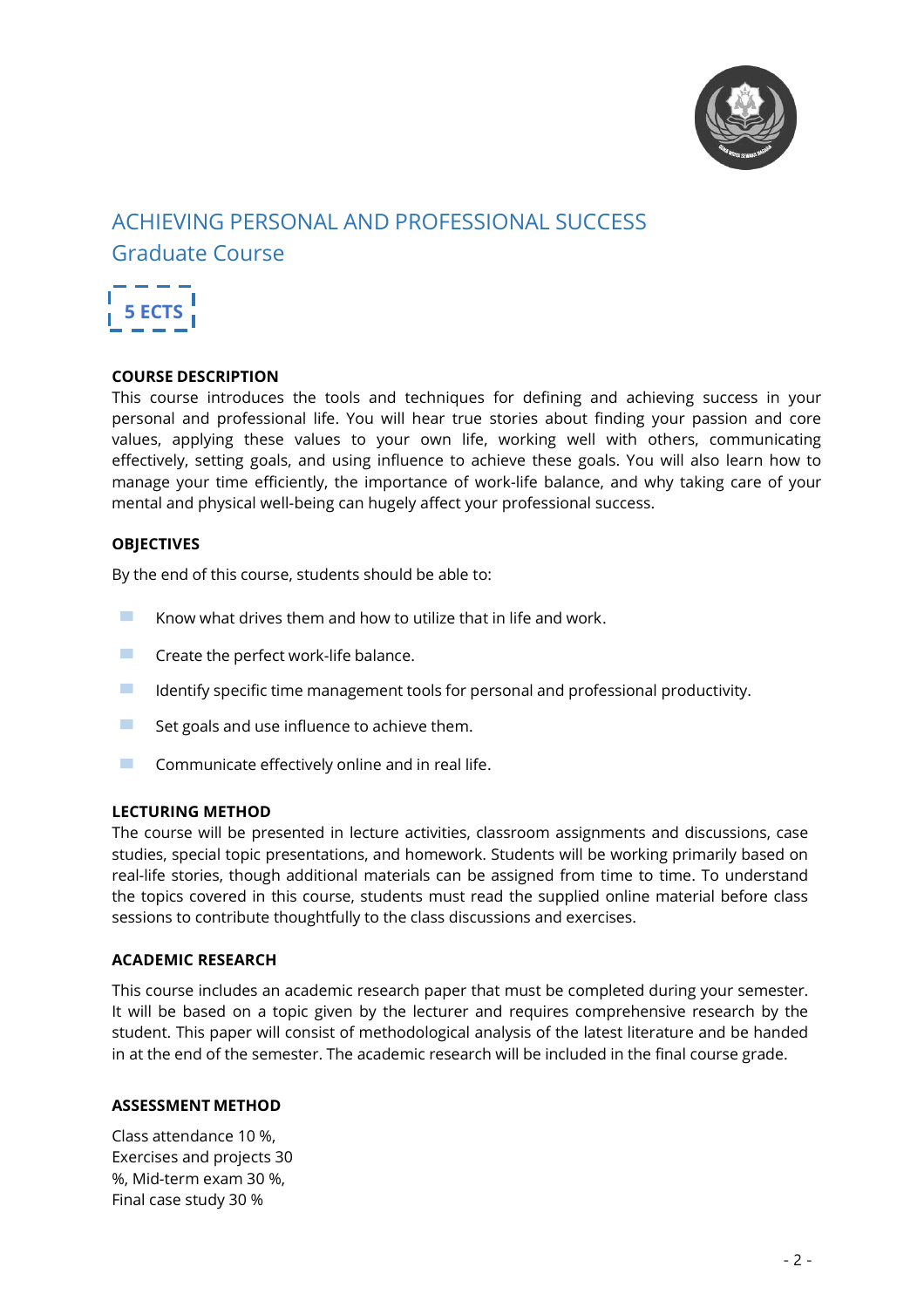# ACHIEVING PERSONAL AND PROFESSIONAL SUCCESS
## Graduate Course

**5 ECTS**

### COURSE DESCRIPTION

This course introduces the tools and techniques for defining and achieving success in your personal and professional life. You will hear true stories about finding your passion and core values, applying these values to your own life, working well with others, communicating effectively, setting goals, and using influence to achieve these goals. You will also learn how to manage your time efficiently, the importance of work-life balance, and why taking care of your mental and physical well-being can hugely affect your professional success.

### OBJECTIVES

By the end of this course, students should be able to:

- Know what drives them and how to utilize that in life and work.
- Create the perfect work-life balance.
- Identify specific time management tools for personal and professional productivity.
- Set goals and use influence to achieve them.
- Communicate effectively online and in real life.

### LECTURING METHOD

The course will be presented in lecture activities, classroom assignments and discussions, case studies, special topic presentations, and homework. Students will be working primarily based on real-life stories, though additional materials can be assigned from time to time. To understand the topics covered in this course, students must read the supplied online material before class sessions to contribute thoughtfully to the class discussions and exercises.

### ACADEMIC RESEARCH

This course includes an academic research paper that must be completed during your semester. It will be based on a topic given by the lecturer and requires comprehensive research by the student. This paper will consist of methodological analysis of the latest literature and be handed in at the end of the semester. The academic research will be included in the final course grade.

### ASSESSMENT METHOD

Class attendance 10 %,
Exercises and projects 30 %,
Mid-term exam 30 %,
Final case study 30 %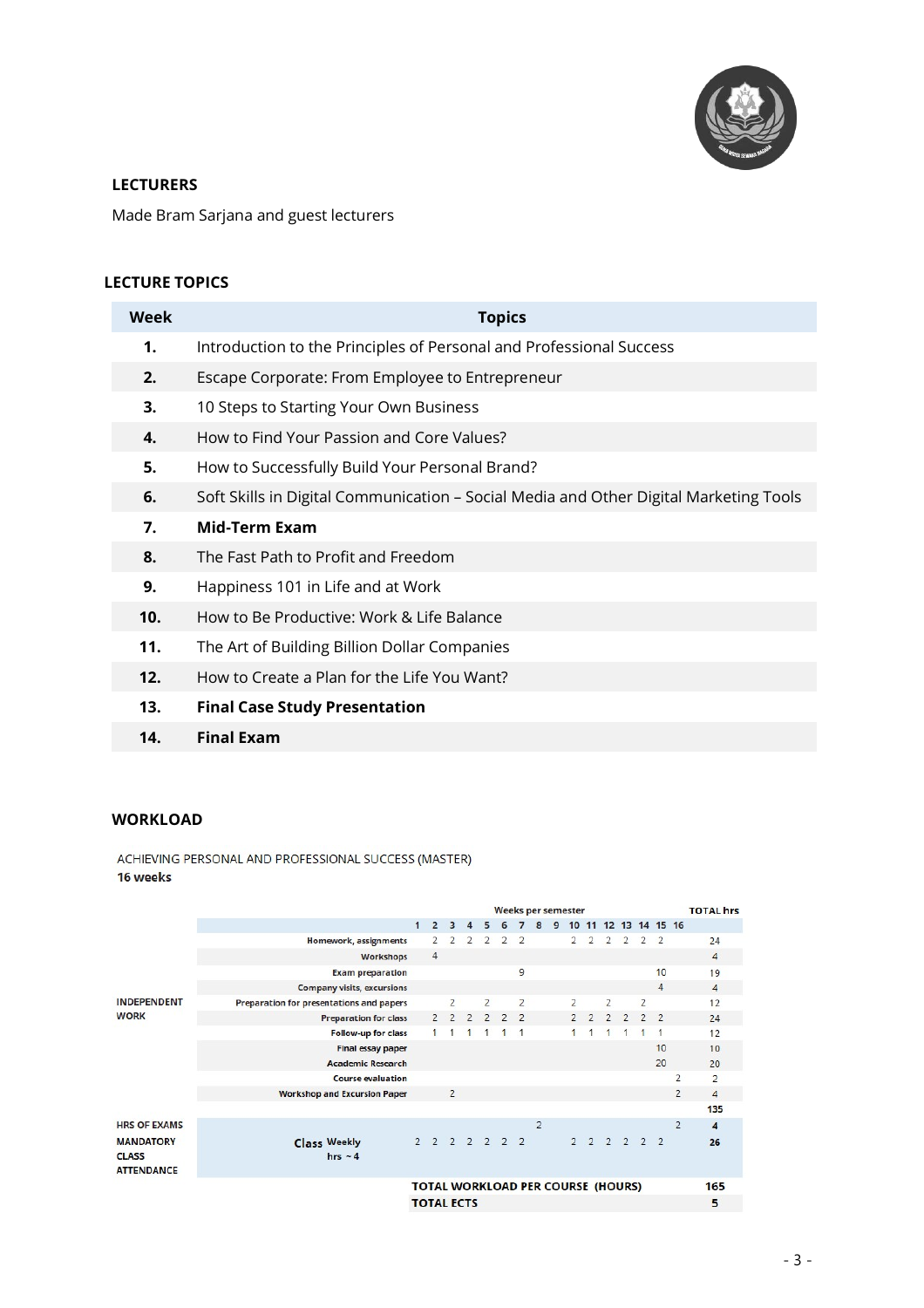**LECTURERS**

Made Bram Sarjana and guest lecturers

**LECTURE TOPICS**

| Week | Topics |
|---|---|
| 1. | Introduction to the Principles of Personal and Professional Success |
| 2. | Escape Corporate: From Employee to Entrepreneur |
| 3. | 10 Steps to Starting Your Own Business |
| 4. | How to Find Your Passion and Core Values? |
| 5. | How to Successfully Build Your Personal Brand? |
| 6. | Soft Skills in Digital Communication – Social Media and Other Digital Marketing Tools |
| 7. | **Mid-Term Exam** |
| 8. | The Fast Path to Profit and Freedom |
| 9. | Happiness 101 in Life and at Work |
| 10. | How to Be Productive: Work & Life Balance |
| 11. | The Art of Building Billion Dollar Companies |
| 12. | How to Create a Plan for the Life You Want? |
| 13. | **Final Case Study Presentation** |
| 14. | **Final Exam** |

**WORKLOAD**

ACHIEVING PERSONAL AND PROFESSIONAL SUCCESS (MASTER)
**16 weeks**

| | | Weeks per semester | | | | | | | | | | | | | | | | TOTAL hrs |
|---|---|---|---|---|---|---|---|---|---|---|---|---|---|---|---|---|---|---|
| | | 1 | 2 | 3 | 4 | 5 | 6 | 7 | 8 | 9 | 10 | 11 | 12 | 13 | 14 | 15 | 16 | |
| INDEPENDENT WORK | Homework, assignments | | 2 | 2 | 2 | 2 | 2 | 2 | | | 2 | 2 | 2 | 2 | 2 | 2 | | 24 |
| | Workshops | | 4 | | | | | | | | | | | | | | | 4 |
| | Exam preparation | | | | | | | 9 | | | | | | | | 10 | | 19 |
| | Company visits, excursions | | | | | | | | | | | | | | | 4 | | 4 |
| | Preparation for presentations and papers | | | 2 | | 2 | | 2 | | | 2 | | 2 | | 2 | | | 12 |
| | Preparation for class | | 2 | 2 | 2 | 2 | 2 | 2 | | | 2 | 2 | 2 | 2 | 2 | 2 | | 24 |
| | Follow-up for class | | 1 | 1 | 1 | 1 | 1 | 1 | | | 1 | 1 | 1 | 1 | 1 | 1 | | 12 |
| | Final essay paper | | | | | | | | | | | | | | | 10 | | 10 |
| | Academic Research | | | | | | | | | | | | | | | 20 | | 20 |
| | Course evaluation | | | | | | | | | | | | | | | | 2 | 2 |
| | Workshop and Excursion Paper | | | 2 | | | | | | | | | | | | | 2 | 4 |
| | | | | | | | | | | | | | | | | | | 135 |
| HRS OF EXAMS | | | | | | | | | 2 | | | | | | | | 2 | 4 |
| MANDATORY CLASS ATTENDANCE | Class Weekly hrs ~ 4 | 2 | 2 | 2 | 2 | 2 | 2 | 2 | | | 2 | 2 | 2 | 2 | 2 | 2 | | 26 |
| | TOTAL WORKLOAD PER COURSE (HOURS) | | | | | | | | | | | | | | | | | 165 |
| | TOTAL ECTS | | | | | | | | | | | | | | | | | 5 |